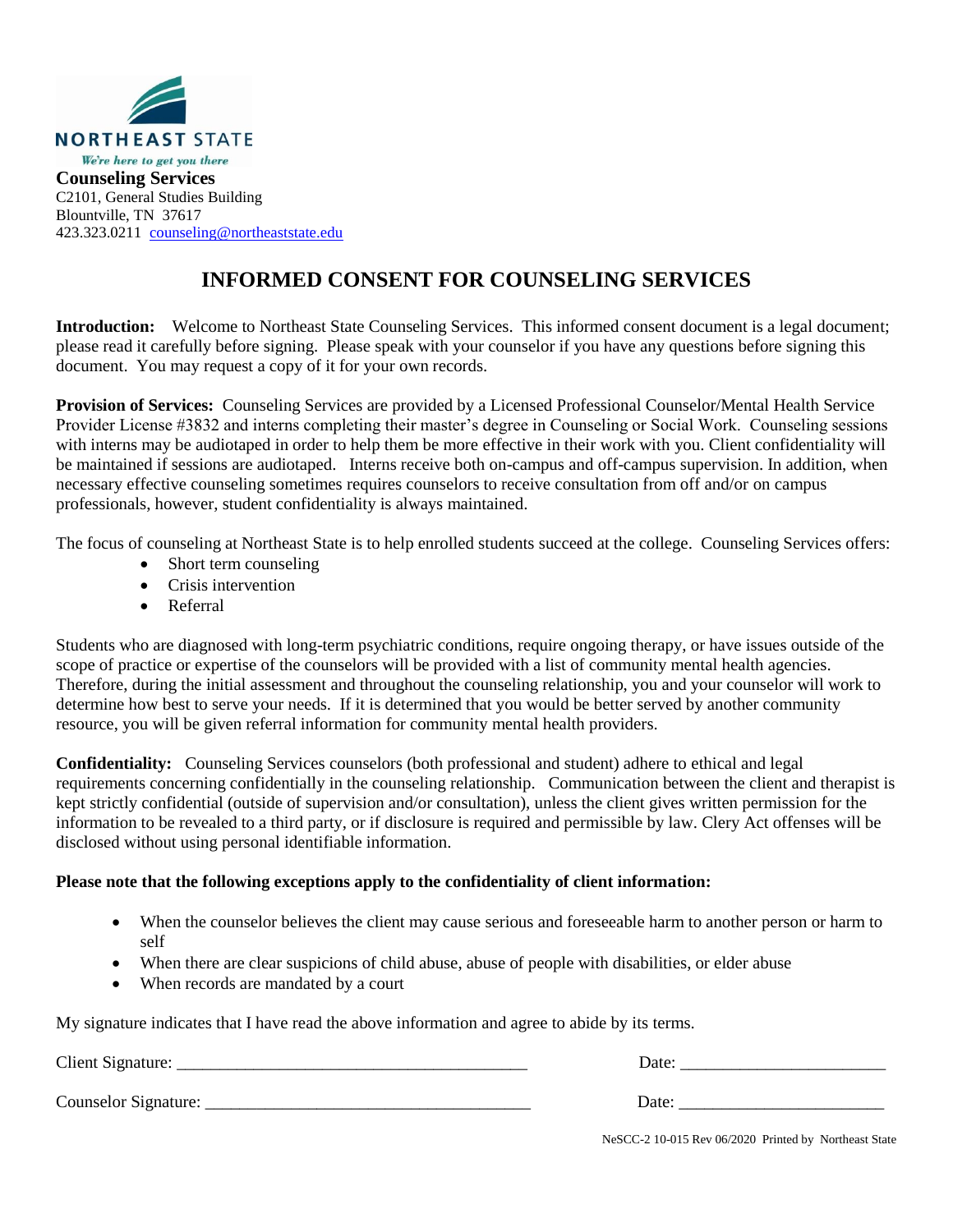NORTHEAST STATE

*We're here to get you there*

**Counseling Services**
C2101, General Studies Building
Blountville, TN 37617
423.323.0211 counseling@northeaststate.edu

# INFORMED CONSENT FOR COUNSELING SERVICES

**Introduction:** Welcome to Northeast State Counseling Services. This informed consent document is a legal document; please read it carefully before signing. Please speak with your counselor if you have any questions before signing this document. You may request a copy of it for your own records.

**Provision of Services:** Counseling Services are provided by a Licensed Professional Counselor/Mental Health Service Provider License #3832 and interns completing their master's degree in Counseling or Social Work. Counseling sessions with interns may be audiotaped in order to help them be more effective in their work with you. Client confidentiality will be maintained if sessions are audiotaped. Interns receive both on-campus and off-campus supervision. In addition, when necessary effective counseling sometimes requires counselors to receive consultation from off and/or on campus professionals, however, student confidentiality is always maintained.

The focus of counseling at Northeast State is to help enrolled students succeed at the college. Counseling Services offers:

- Short term counseling
- Crisis intervention
- Referral

Students who are diagnosed with long-term psychiatric conditions, require ongoing therapy, or have issues outside of the scope of practice or expertise of the counselors will be provided with a list of community mental health agencies. Therefore, during the initial assessment and throughout the counseling relationship, you and your counselor will work to determine how best to serve your needs. If it is determined that you would be better served by another community resource, you will be given referral information for community mental health providers.

**Confidentiality:** Counseling Services counselors (both professional and student) adhere to ethical and legal requirements concerning confidentially in the counseling relationship. Communication between the client and therapist is kept strictly confidential (outside of supervision and/or consultation), unless the client gives written permission for the information to be revealed to a third party, or if disclosure is required and permissible by law. Clery Act offenses will be disclosed without using personal identifiable information.

**Please note that the following exceptions apply to the confidentiality of client information:**

- When the counselor believes the client may cause serious and foreseeable harm to another person or harm to self
- When there are clear suspicions of child abuse, abuse of people with disabilities, or elder abuse
- When records are mandated by a court

My signature indicates that I have read the above information and agree to abide by its terms.

Client Signature: ________________________________________ Date: ________________________

Counselor Signature: ______________________________________ Date: ________________________

NeSCC-2 10-015 Rev 06/2020 Printed by Northeast State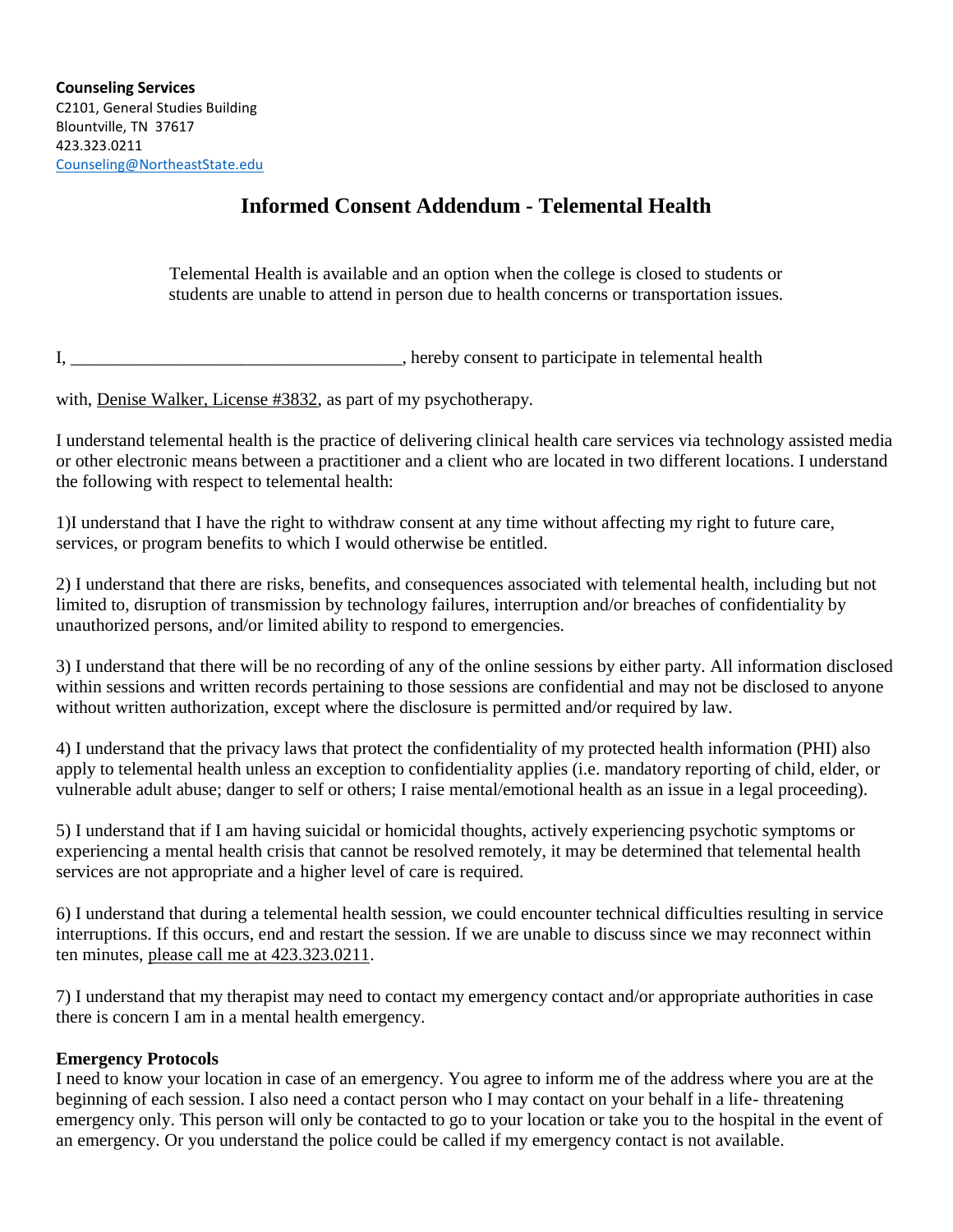**Counseling Services**
C2101, General Studies Building
Blountville, TN 37617
423.323.0211
Counseling@NortheastState.edu

# Informed Consent Addendum - Telemental Health

Telemental Health is available and an option when the college is closed to students or students are unable to attend in person due to health concerns or transportation issues.

I, ____________________________________, hereby consent to participate in telemental health

with, Denise Walker, License #3832, as part of my psychotherapy.

I understand telemental health is the practice of delivering clinical health care services via technology assisted media or other electronic means between a practitioner and a client who are located in two different locations. I understand the following with respect to telemental health:

1)I understand that I have the right to withdraw consent at any time without affecting my right to future care, services, or program benefits to which I would otherwise be entitled.

2) I understand that there are risks, benefits, and consequences associated with telemental health, including but not limited to, disruption of transmission by technology failures, interruption and/or breaches of confidentiality by unauthorized persons, and/or limited ability to respond to emergencies.

3) I understand that there will be no recording of any of the online sessions by either party. All information disclosed within sessions and written records pertaining to those sessions are confidential and may not be disclosed to anyone without written authorization, except where the disclosure is permitted and/or required by law.

4) I understand that the privacy laws that protect the confidentiality of my protected health information (PHI) also apply to telemental health unless an exception to confidentiality applies (i.e. mandatory reporting of child, elder, or vulnerable adult abuse; danger to self or others; I raise mental/emotional health as an issue in a legal proceeding).

5) I understand that if I am having suicidal or homicidal thoughts, actively experiencing psychotic symptoms or experiencing a mental health crisis that cannot be resolved remotely, it may be determined that telemental health services are not appropriate and a higher level of care is required.

6) I understand that during a telemental health session, we could encounter technical difficulties resulting in service interruptions. If this occurs, end and restart the session. If we are unable to discuss since we may reconnect within ten minutes, please call me at 423.323.0211.

7) I understand that my therapist may need to contact my emergency contact and/or appropriate authorities in case there is concern I am in a mental health emergency.

**Emergency Protocols**
I need to know your location in case of an emergency. You agree to inform me of the address where you are at the beginning of each session. I also need a contact person who I may contact on your behalf in a life- threatening emergency only. This person will only be contacted to go to your location or take you to the hospital in the event of an emergency. Or you understand the police could be called if my emergency contact is not available.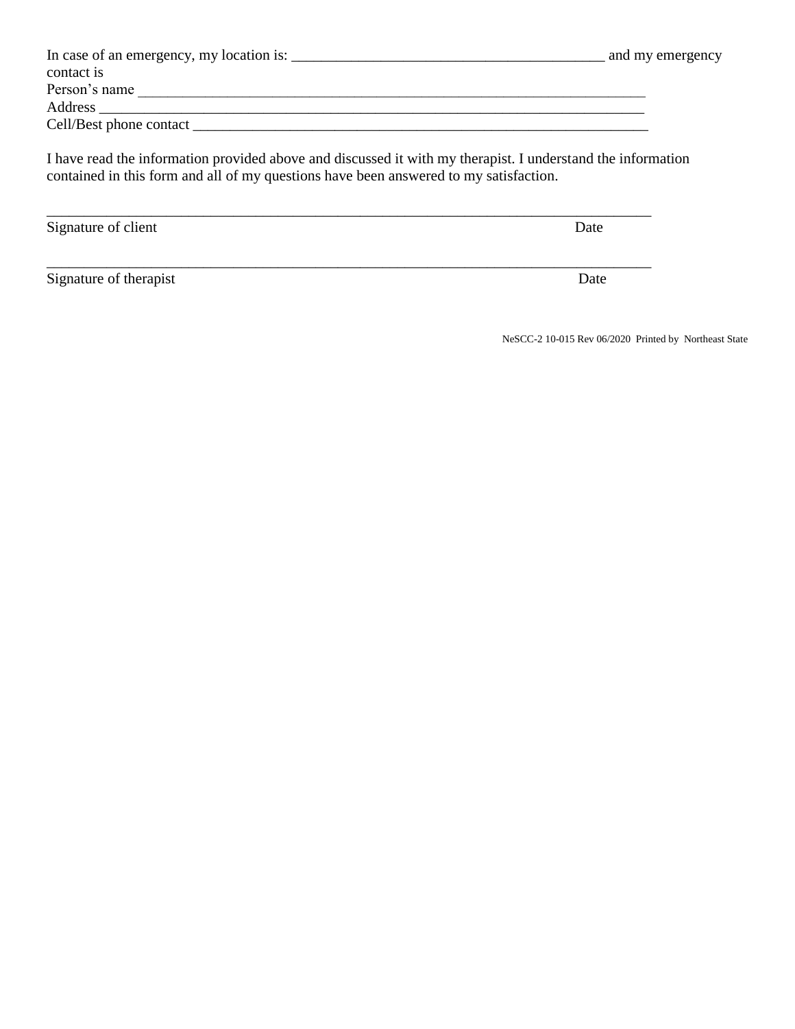In case of an emergency, my location is: ________________________________________ and my emergency contact is

Person's name ________________________________________________________________

Address _____________________________________________________________________

Cell/Best phone contact ________________________________________________________

I have read the information provided above and discussed it with my therapist. I understand the information contained in this form and all of my questions have been answered to my satisfaction.

_______________________________________________________________________________

Signature of client Date

_______________________________________________________________________________

Signature of therapist Date

NeSCC-2 10-015 Rev 06/2020 Printed by Northeast State